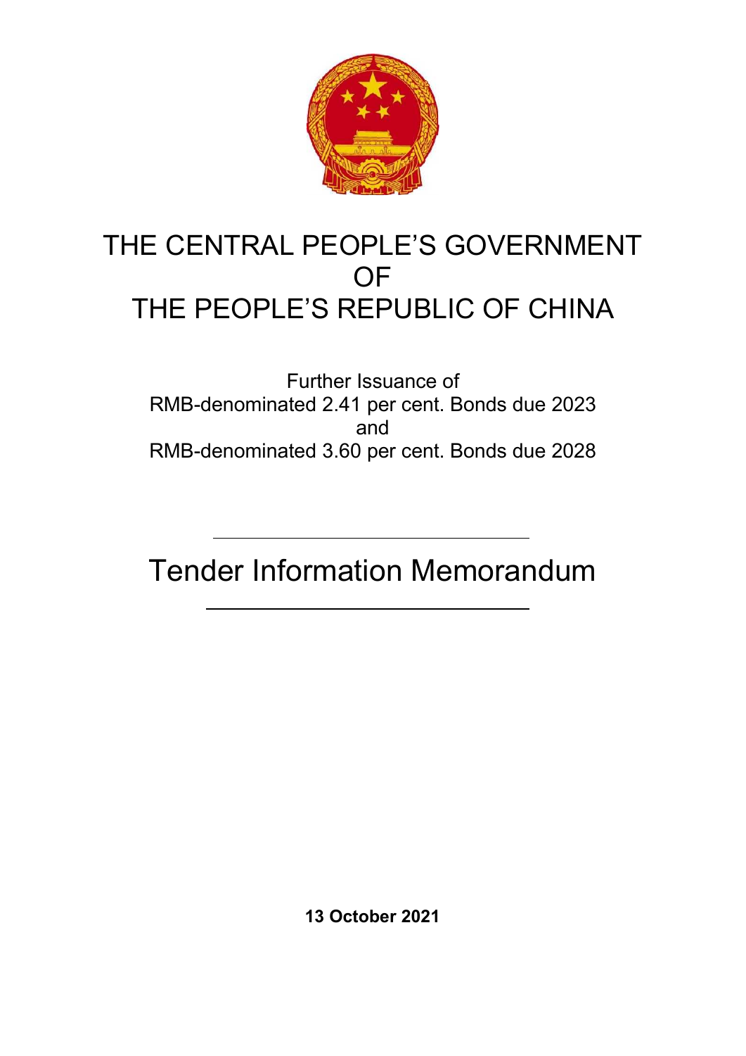# THE CENTRAL PEOPLE'S GOVERNMENT OF THE PEOPLE'S REPUBLIC OF CHINA

Further Issuance of
RMB-denominated 2.41 per cent. Bonds due 2023
and
RMB-denominated 3.60 per cent. Bonds due 2028

---

# Tender Information Memorandum

---

**13 October 2021**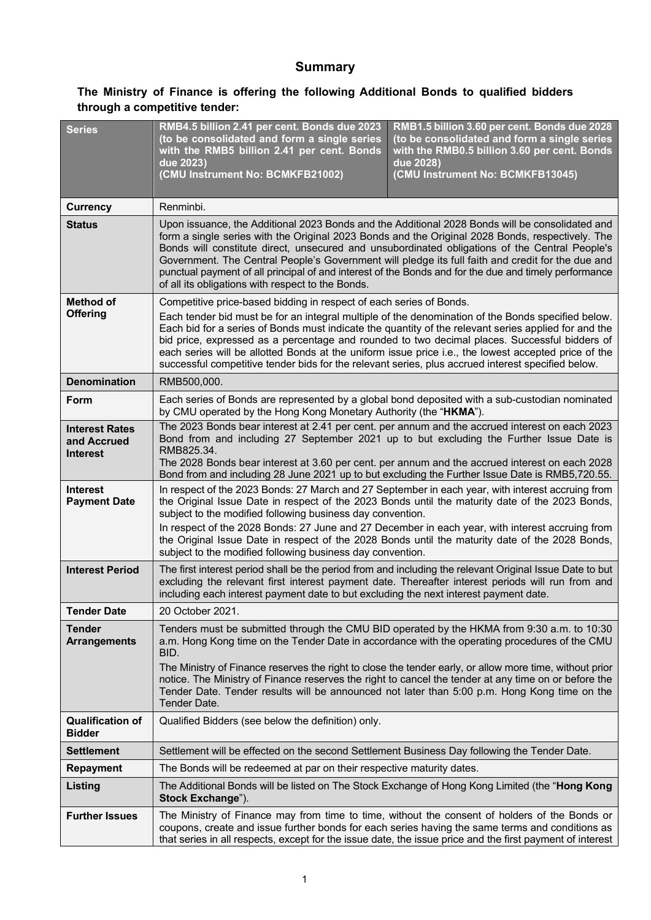# Summary

**The Ministry of Finance is offering the following Additional Bonds to qualified bidders through a competitive tender:**

| **Series** | **RMB4.5 billion 2.41 per cent. Bonds due 2023 (to be consolidated and form a single series with the RMB5 billion 2.41 per cent. Bonds due 2023) (CMU Instrument No: BCMKFB21002)** | **RMB1.5 billion 3.60 per cent. Bonds due 2028 (to be consolidated and form a single series with the RMB0.5 billion 3.60 per cent. Bonds due 2028) (CMU Instrument No: BCMKFB13045)** |
|---|---|---|
| **Currency** | Renminbi. | |
| **Status** | Upon issuance, the Additional 2023 Bonds and the Additional 2028 Bonds will be consolidated and form a single series with the Original 2023 Bonds and the Original 2028 Bonds, respectively. The Bonds will constitute direct, unsecured and unsubordinated obligations of the Central People's Government. The Central People's Government will pledge its full faith and credit for the due and punctual payment of all principal of and interest of the Bonds and for the due and timely performance of all its obligations with respect to the Bonds. | |
| **Method of Offering** | Competitive price-based bidding in respect of each series of Bonds.<br>Each tender bid must be for an integral multiple of the denomination of the Bonds specified below. Each bid for a series of Bonds must indicate the quantity of the relevant series applied for and the bid price, expressed as a percentage and rounded to two decimal places. Successful bidders of each series will be allotted Bonds at the uniform issue price i.e., the lowest accepted price of the successful competitive tender bids for the relevant series, plus accrued interest specified below. | |
| **Denomination** | RMB500,000. | |
| **Form** | Each series of Bonds are represented by a global bond deposited with a sub-custodian nominated by CMU operated by the Hong Kong Monetary Authority (the "**HKMA**"). | |
| **Interest Rates and Accrued Interest** | The 2023 Bonds bear interest at 2.41 per cent. per annum and the accrued interest on each 2023 Bond from and including 27 September 2021 up to but excluding the Further Issue Date is RMB825.34.<br>The 2028 Bonds bear interest at 3.60 per cent. per annum and the accrued interest on each 2028 Bond from and including 28 June 2021 up to but excluding the Further Issue Date is RMB5,720.55. | |
| **Interest Payment Date** | In respect of the 2023 Bonds: 27 March and 27 September in each year, with interest accruing from the Original Issue Date in respect of the 2023 Bonds until the maturity date of the 2023 Bonds, subject to the modified following business day convention.<br>In respect of the 2028 Bonds: 27 June and 27 December in each year, with interest accruing from the Original Issue Date in respect of the 2028 Bonds until the maturity date of the 2028 Bonds, subject to the modified following business day convention. | |
| **Interest Period** | The first interest period shall be the period from and including the relevant Original Issue Date to but excluding the relevant first interest payment date. Thereafter interest periods will run from and including each interest payment date to but excluding the next interest payment date. | |
| **Tender Date** | 20 October 2021. | |
| **Tender Arrangements** | Tenders must be submitted through the CMU BID operated by the HKMA from 9:30 a.m. to 10:30 a.m. Hong Kong time on the Tender Date in accordance with the operating procedures of the CMU BID.<br>The Ministry of Finance reserves the right to close the tender early, or allow more time, without prior notice. The Ministry of Finance reserves the right to cancel the tender at any time on or before the Tender Date. Tender results will be announced not later than 5:00 p.m. Hong Kong time on the Tender Date. | |
| **Qualification of Bidder** | Qualified Bidders (see below the definition) only. | |
| **Settlement** | Settlement will be effected on the second Settlement Business Day following the Tender Date. | |
| **Repayment** | The Bonds will be redeemed at par on their respective maturity dates. | |
| **Listing** | The Additional Bonds will be listed on The Stock Exchange of Hong Kong Limited (the "**Hong Kong Stock Exchange**"). | |
| **Further Issues** | The Ministry of Finance may from time to time, without the consent of holders of the Bonds or coupons, create and issue further bonds for each series having the same terms and conditions as that series in all respects, except for the issue date, the issue price and the first payment of interest | |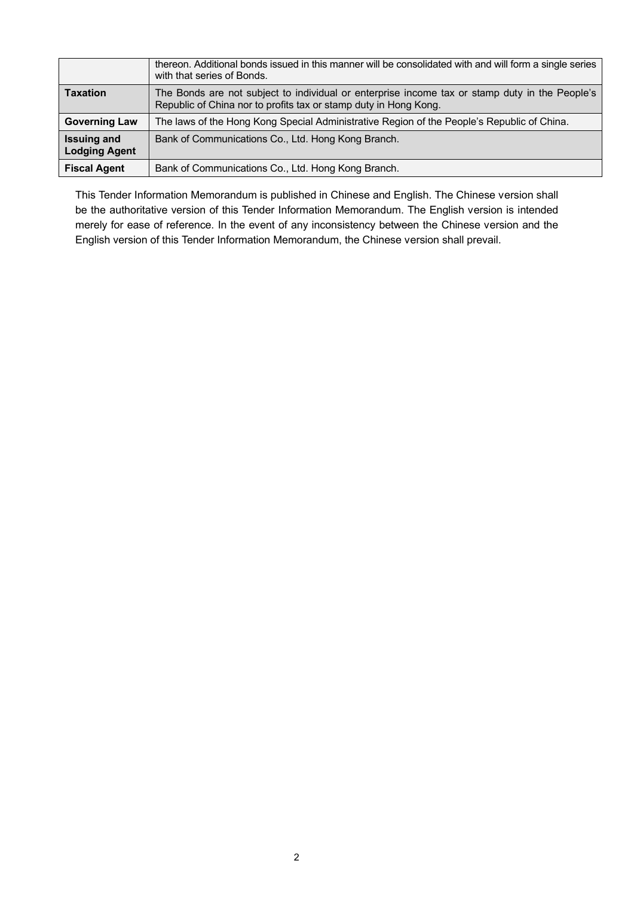| | |
|---|---|
| | thereon. Additional bonds issued in this manner will be consolidated with and will form a single series with that series of Bonds. |
| **Taxation** | The Bonds are not subject to individual or enterprise income tax or stamp duty in the People's Republic of China nor to profits tax or stamp duty in Hong Kong. |
| **Governing Law** | The laws of the Hong Kong Special Administrative Region of the People's Republic of China. |
| **Issuing and Lodging Agent** | Bank of Communications Co., Ltd. Hong Kong Branch. |
| **Fiscal Agent** | Bank of Communications Co., Ltd. Hong Kong Branch. |

This Tender Information Memorandum is published in Chinese and English. The Chinese version shall be the authoritative version of this Tender Information Memorandum. The English version is intended merely for ease of reference. In the event of any inconsistency between the Chinese version and the English version of this Tender Information Memorandum, the Chinese version shall prevail.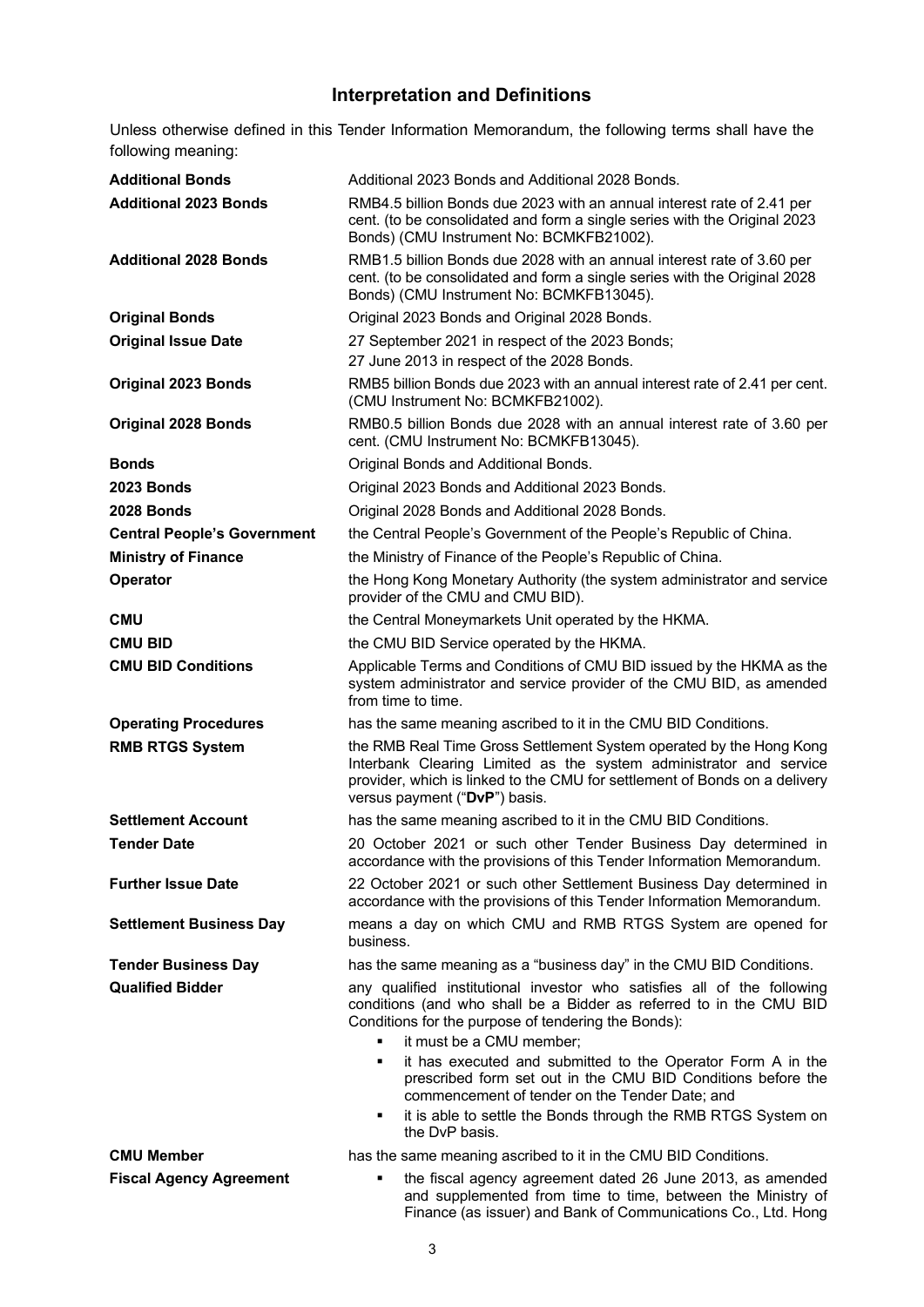## Interpretation and Definitions

Unless otherwise defined in this Tender Information Memorandum, the following terms shall have the following meaning:

| | |
|---|---|
| **Additional Bonds** | Additional 2023 Bonds and Additional 2028 Bonds. |
| **Additional 2023 Bonds** | RMB4.5 billion Bonds due 2023 with an annual interest rate of 2.41 per cent. (to be consolidated and form a single series with the Original 2023 Bonds) (CMU Instrument No: BCMKFB21002). |
| **Additional 2028 Bonds** | RMB1.5 billion Bonds due 2028 with an annual interest rate of 3.60 per cent. (to be consolidated and form a single series with the Original 2028 Bonds) (CMU Instrument No: BCMKFB13045). |
| **Original Bonds** | Original 2023 Bonds and Original 2028 Bonds. |
| **Original Issue Date** | 27 September 2021 in respect of the 2023 Bonds;<br>27 June 2013 in respect of the 2028 Bonds. |
| **Original 2023 Bonds** | RMB5 billion Bonds due 2023 with an annual interest rate of 2.41 per cent. (CMU Instrument No: BCMKFB21002). |
| **Original 2028 Bonds** | RMB0.5 billion Bonds due 2028 with an annual interest rate of 3.60 per cent. (CMU Instrument No: BCMKFB13045). |
| **Bonds** | Original Bonds and Additional Bonds. |
| **2023 Bonds** | Original 2023 Bonds and Additional 2023 Bonds. |
| **2028 Bonds** | Original 2028 Bonds and Additional 2028 Bonds. |
| **Central People's Government** | the Central People's Government of the People's Republic of China. |
| **Ministry of Finance** | the Ministry of Finance of the People's Republic of China. |
| **Operator** | the Hong Kong Monetary Authority (the system administrator and service provider of the CMU and CMU BID). |
| **CMU** | the Central Moneymarkets Unit operated by the HKMA. |
| **CMU BID** | the CMU BID Service operated by the HKMA. |
| **CMU BID Conditions** | Applicable Terms and Conditions of CMU BID issued by the HKMA as the system administrator and service provider of the CMU BID, as amended from time to time. |
| **Operating Procedures** | has the same meaning ascribed to it in the CMU BID Conditions. |
| **RMB RTGS System** | the RMB Real Time Gross Settlement System operated by the Hong Kong Interbank Clearing Limited as the system administrator and service provider, which is linked to the CMU for settlement of Bonds on a delivery versus payment ("**DvP**") basis. |
| **Settlement Account** | has the same meaning ascribed to it in the CMU BID Conditions. |
| **Tender Date** | 20 October 2021 or such other Tender Business Day determined in accordance with the provisions of this Tender Information Memorandum. |
| **Further Issue Date** | 22 October 2021 or such other Settlement Business Day determined in accordance with the provisions of this Tender Information Memorandum. |
| **Settlement Business Day** | means a day on which CMU and RMB RTGS System are opened for business. |
| **Tender Business Day** | has the same meaning as a "business day" in the CMU BID Conditions. |
| **Qualified Bidder** | any qualified institutional investor who satisfies all of the following conditions (and who shall be a Bidder as referred to in the CMU BID Conditions for the purpose of tendering the Bonds):<br>▪ it must be a CMU member;<br>▪ it has executed and submitted to the Operator Form A in the prescribed form set out in the CMU BID Conditions before the commencement of tender on the Tender Date; and<br>▪ it is able to settle the Bonds through the RMB RTGS System on the DvP basis. |
| **CMU Member** | has the same meaning ascribed to it in the CMU BID Conditions. |
| **Fiscal Agency Agreement** | ▪ the fiscal agency agreement dated 26 June 2013, as amended and supplemented from time to time, between the Ministry of Finance (as issuer) and Bank of Communications Co., Ltd. Hong |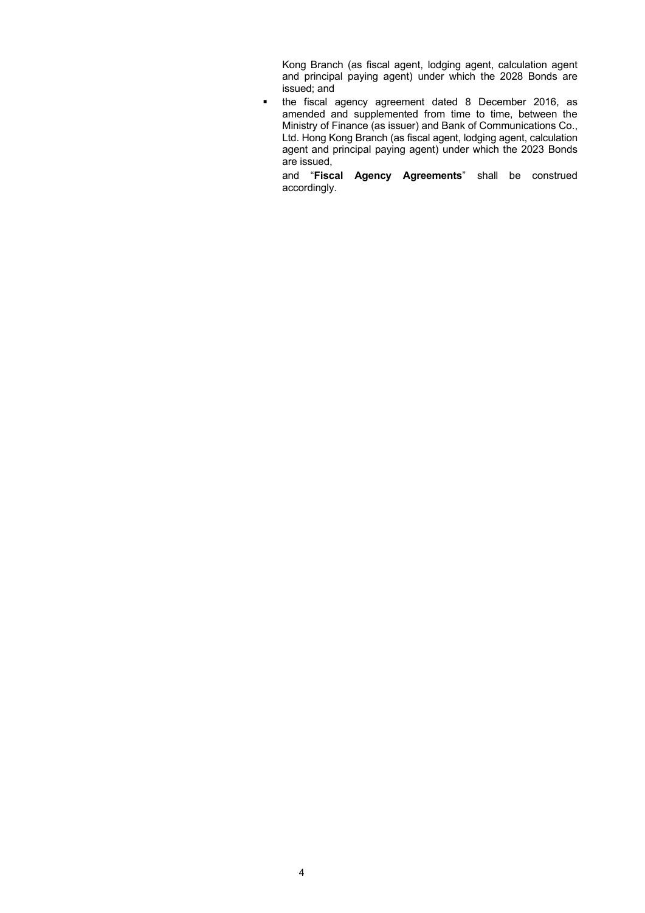Kong Branch (as fiscal agent, lodging agent, calculation agent and principal paying agent) under which the 2028 Bonds are issued; and

- the fiscal agency agreement dated 8 December 2016, as amended and supplemented from time to time, between the Ministry of Finance (as issuer) and Bank of Communications Co., Ltd. Hong Kong Branch (as fiscal agent, lodging agent, calculation agent and principal paying agent) under which the 2023 Bonds are issued,

  and "**Fiscal Agency Agreements**" shall be construed accordingly.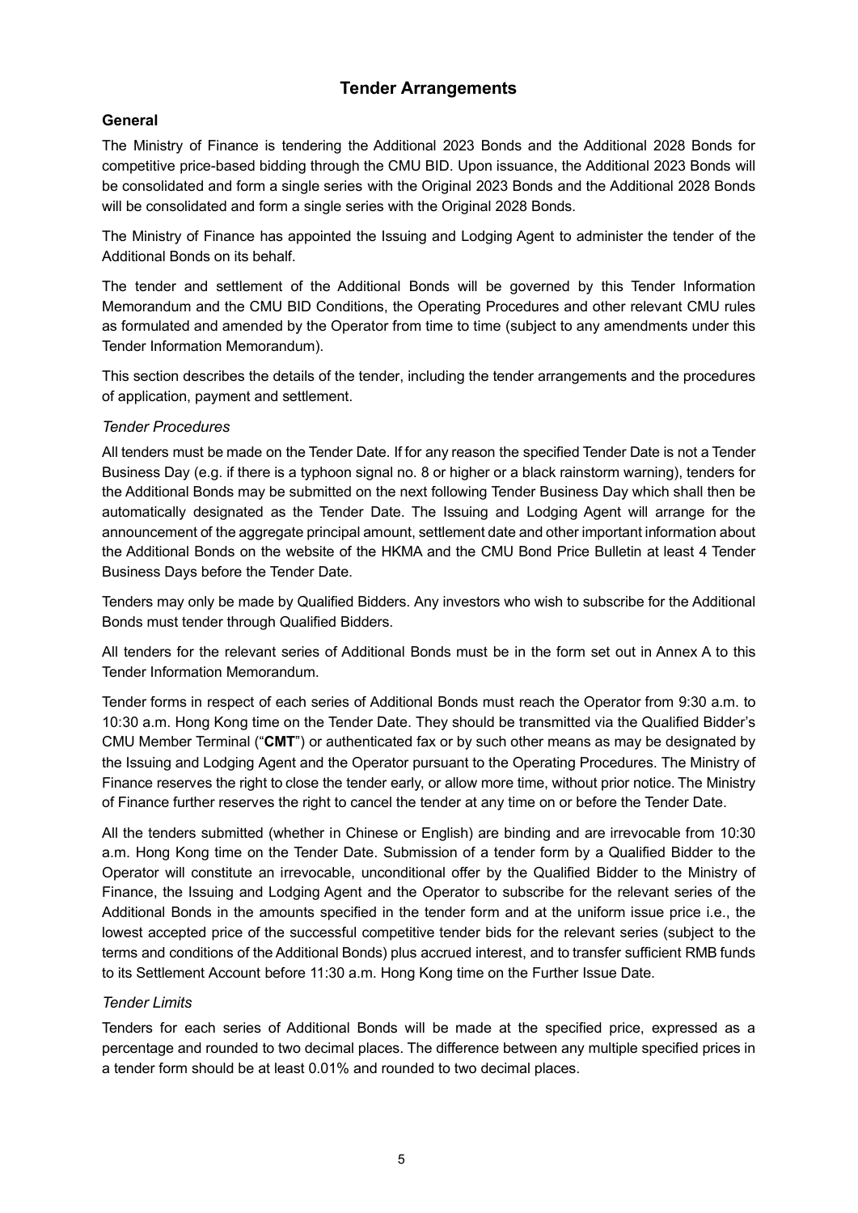# Tender Arrangements

## General

The Ministry of Finance is tendering the Additional 2023 Bonds and the Additional 2028 Bonds for competitive price-based bidding through the CMU BID. Upon issuance, the Additional 2023 Bonds will be consolidated and form a single series with the Original 2023 Bonds and the Additional 2028 Bonds will be consolidated and form a single series with the Original 2028 Bonds.

The Ministry of Finance has appointed the Issuing and Lodging Agent to administer the tender of the Additional Bonds on its behalf.

The tender and settlement of the Additional Bonds will be governed by this Tender Information Memorandum and the CMU BID Conditions, the Operating Procedures and other relevant CMU rules as formulated and amended by the Operator from time to time (subject to any amendments under this Tender Information Memorandum).

This section describes the details of the tender, including the tender arrangements and the procedures of application, payment and settlement.

### *Tender Procedures*

All tenders must be made on the Tender Date. If for any reason the specified Tender Date is not a Tender Business Day (e.g. if there is a typhoon signal no. 8 or higher or a black rainstorm warning), tenders for the Additional Bonds may be submitted on the next following Tender Business Day which shall then be automatically designated as the Tender Date. The Issuing and Lodging Agent will arrange for the announcement of the aggregate principal amount, settlement date and other important information about the Additional Bonds on the website of the HKMA and the CMU Bond Price Bulletin at least 4 Tender Business Days before the Tender Date.

Tenders may only be made by Qualified Bidders. Any investors who wish to subscribe for the Additional Bonds must tender through Qualified Bidders.

All tenders for the relevant series of Additional Bonds must be in the form set out in Annex A to this Tender Information Memorandum.

Tender forms in respect of each series of Additional Bonds must reach the Operator from 9:30 a.m. to 10:30 a.m. Hong Kong time on the Tender Date. They should be transmitted via the Qualified Bidder's CMU Member Terminal ("**CMT**") or authenticated fax or by such other means as may be designated by the Issuing and Lodging Agent and the Operator pursuant to the Operating Procedures. The Ministry of Finance reserves the right to close the tender early, or allow more time, without prior notice. The Ministry of Finance further reserves the right to cancel the tender at any time on or before the Tender Date.

All the tenders submitted (whether in Chinese or English) are binding and are irrevocable from 10:30 a.m. Hong Kong time on the Tender Date. Submission of a tender form by a Qualified Bidder to the Operator will constitute an irrevocable, unconditional offer by the Qualified Bidder to the Ministry of Finance, the Issuing and Lodging Agent and the Operator to subscribe for the relevant series of the Additional Bonds in the amounts specified in the tender form and at the uniform issue price i.e., the lowest accepted price of the successful competitive tender bids for the relevant series (subject to the terms and conditions of the Additional Bonds) plus accrued interest, and to transfer sufficient RMB funds to its Settlement Account before 11:30 a.m. Hong Kong time on the Further Issue Date.

### *Tender Limits*

Tenders for each series of Additional Bonds will be made at the specified price, expressed as a percentage and rounded to two decimal places. The difference between any multiple specified prices in a tender form should be at least 0.01% and rounded to two decimal places.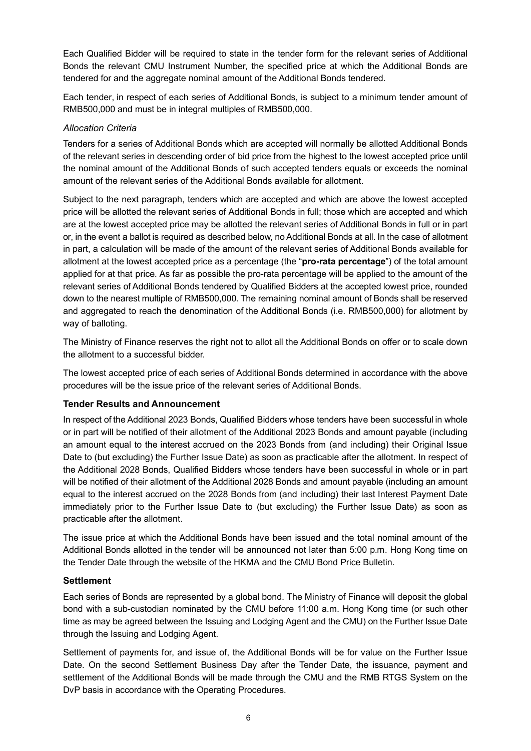Each Qualified Bidder will be required to state in the tender form for the relevant series of Additional Bonds the relevant CMU Instrument Number, the specified price at which the Additional Bonds are tendered for and the aggregate nominal amount of the Additional Bonds tendered.

Each tender, in respect of each series of Additional Bonds, is subject to a minimum tender amount of RMB500,000 and must be in integral multiples of RMB500,000.

*Allocation Criteria*

Tenders for a series of Additional Bonds which are accepted will normally be allotted Additional Bonds of the relevant series in descending order of bid price from the highest to the lowest accepted price until the nominal amount of the Additional Bonds of such accepted tenders equals or exceeds the nominal amount of the relevant series of the Additional Bonds available for allotment.

Subject to the next paragraph, tenders which are accepted and which are above the lowest accepted price will be allotted the relevant series of Additional Bonds in full; those which are accepted and which are at the lowest accepted price may be allotted the relevant series of Additional Bonds in full or in part or, in the event a ballot is required as described below, no Additional Bonds at all. In the case of allotment in part, a calculation will be made of the amount of the relevant series of Additional Bonds available for allotment at the lowest accepted price as a percentage (the "**pro-rata percentage**") of the total amount applied for at that price. As far as possible the pro-rata percentage will be applied to the amount of the relevant series of Additional Bonds tendered by Qualified Bidders at the accepted lowest price, rounded down to the nearest multiple of RMB500,000. The remaining nominal amount of Bonds shall be reserved and aggregated to reach the denomination of the Additional Bonds (i.e. RMB500,000) for allotment by way of balloting.

The Ministry of Finance reserves the right not to allot all the Additional Bonds on offer or to scale down the allotment to a successful bidder.

The lowest accepted price of each series of Additional Bonds determined in accordance with the above procedures will be the issue price of the relevant series of Additional Bonds.

**Tender Results and Announcement**

In respect of the Additional 2023 Bonds, Qualified Bidders whose tenders have been successful in whole or in part will be notified of their allotment of the Additional 2023 Bonds and amount payable (including an amount equal to the interest accrued on the 2023 Bonds from (and including) their Original Issue Date to (but excluding) the Further Issue Date) as soon as practicable after the allotment. In respect of the Additional 2028 Bonds, Qualified Bidders whose tenders have been successful in whole or in part will be notified of their allotment of the Additional 2028 Bonds and amount payable (including an amount equal to the interest accrued on the 2028 Bonds from (and including) their last Interest Payment Date immediately prior to the Further Issue Date to (but excluding) the Further Issue Date) as soon as practicable after the allotment.

The issue price at which the Additional Bonds have been issued and the total nominal amount of the Additional Bonds allotted in the tender will be announced not later than 5:00 p.m. Hong Kong time on the Tender Date through the website of the HKMA and the CMU Bond Price Bulletin.

**Settlement**

Each series of Bonds are represented by a global bond. The Ministry of Finance will deposit the global bond with a sub-custodian nominated by the CMU before 11:00 a.m. Hong Kong time (or such other time as may be agreed between the Issuing and Lodging Agent and the CMU) on the Further Issue Date through the Issuing and Lodging Agent.

Settlement of payments for, and issue of, the Additional Bonds will be for value on the Further Issue Date. On the second Settlement Business Day after the Tender Date, the issuance, payment and settlement of the Additional Bonds will be made through the CMU and the RMB RTGS System on the DvP basis in accordance with the Operating Procedures.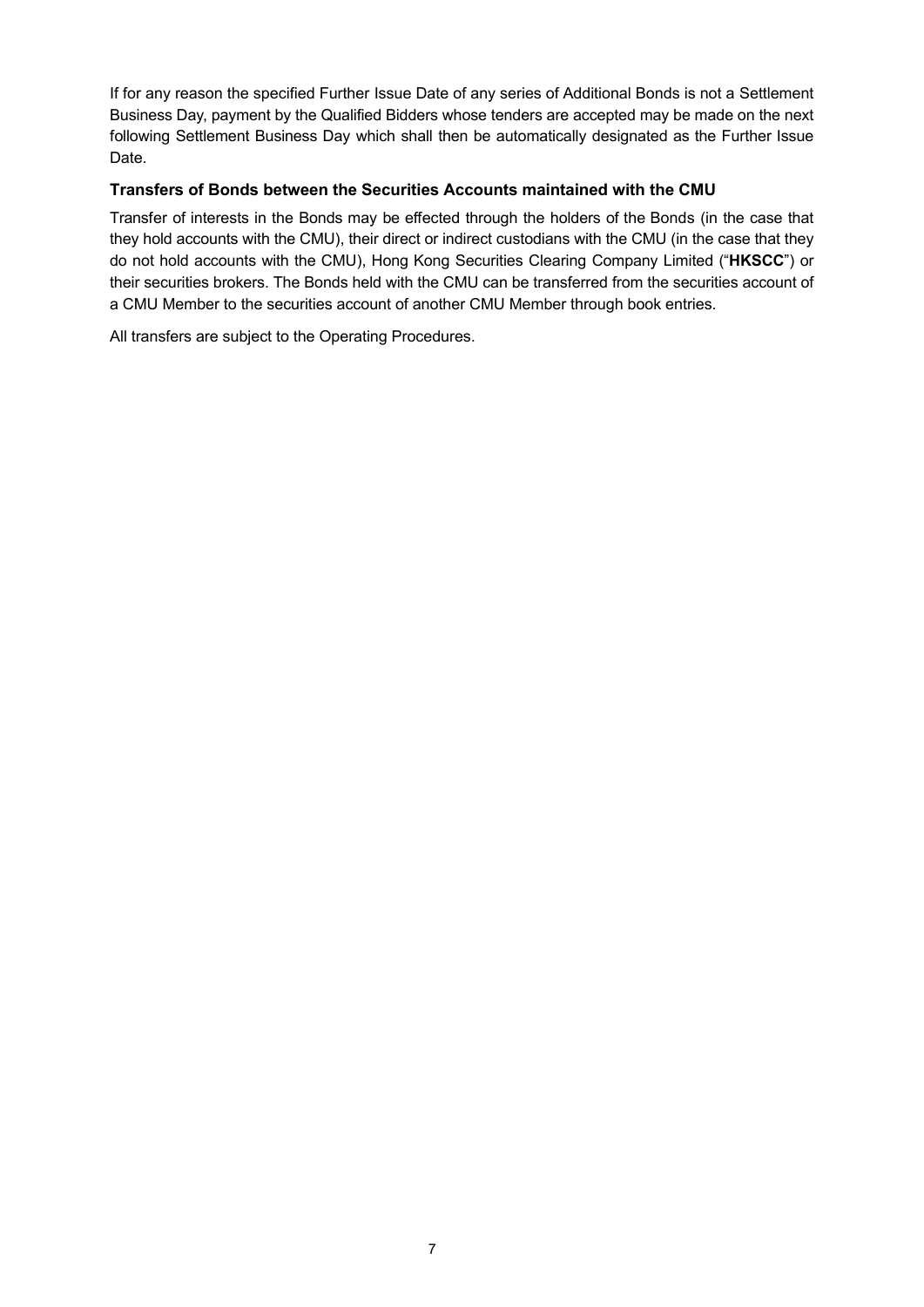If for any reason the specified Further Issue Date of any series of Additional Bonds is not a Settlement Business Day, payment by the Qualified Bidders whose tenders are accepted may be made on the next following Settlement Business Day which shall then be automatically designated as the Further Issue Date.

**Transfers of Bonds between the Securities Accounts maintained with the CMU**

Transfer of interests in the Bonds may be effected through the holders of the Bonds (in the case that they hold accounts with the CMU), their direct or indirect custodians with the CMU (in the case that they do not hold accounts with the CMU), Hong Kong Securities Clearing Company Limited ("**HKSCC**") or their securities brokers. The Bonds held with the CMU can be transferred from the securities account of a CMU Member to the securities account of another CMU Member through book entries.

All transfers are subject to the Operating Procedures.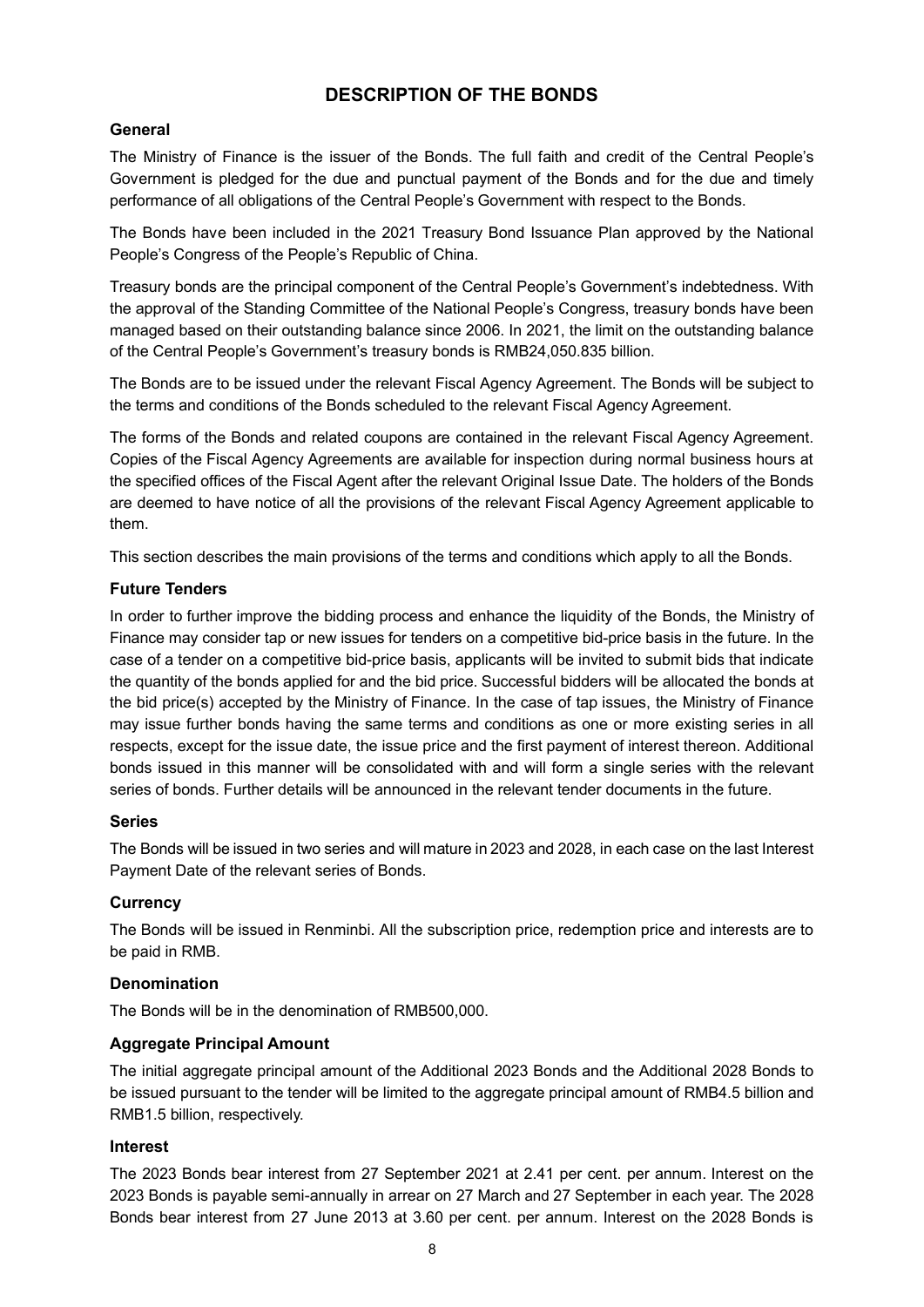# DESCRIPTION OF THE BONDS

## General

The Ministry of Finance is the issuer of the Bonds. The full faith and credit of the Central People's Government is pledged for the due and punctual payment of the Bonds and for the due and timely performance of all obligations of the Central People's Government with respect to the Bonds.

The Bonds have been included in the 2021 Treasury Bond Issuance Plan approved by the National People's Congress of the People's Republic of China.

Treasury bonds are the principal component of the Central People's Government's indebtedness. With the approval of the Standing Committee of the National People's Congress, treasury bonds have been managed based on their outstanding balance since 2006. In 2021, the limit on the outstanding balance of the Central People's Government's treasury bonds is RMB24,050.835 billion.

The Bonds are to be issued under the relevant Fiscal Agency Agreement. The Bonds will be subject to the terms and conditions of the Bonds scheduled to the relevant Fiscal Agency Agreement.

The forms of the Bonds and related coupons are contained in the relevant Fiscal Agency Agreement. Copies of the Fiscal Agency Agreements are available for inspection during normal business hours at the specified offices of the Fiscal Agent after the relevant Original Issue Date. The holders of the Bonds are deemed to have notice of all the provisions of the relevant Fiscal Agency Agreement applicable to them.

This section describes the main provisions of the terms and conditions which apply to all the Bonds.

## Future Tenders

In order to further improve the bidding process and enhance the liquidity of the Bonds, the Ministry of Finance may consider tap or new issues for tenders on a competitive bid-price basis in the future. In the case of a tender on a competitive bid-price basis, applicants will be invited to submit bids that indicate the quantity of the bonds applied for and the bid price. Successful bidders will be allocated the bonds at the bid price(s) accepted by the Ministry of Finance. In the case of tap issues, the Ministry of Finance may issue further bonds having the same terms and conditions as one or more existing series in all respects, except for the issue date, the issue price and the first payment of interest thereon. Additional bonds issued in this manner will be consolidated with and will form a single series with the relevant series of bonds. Further details will be announced in the relevant tender documents in the future.

## Series

The Bonds will be issued in two series and will mature in 2023 and 2028, in each case on the last Interest Payment Date of the relevant series of Bonds.

## Currency

The Bonds will be issued in Renminbi. All the subscription price, redemption price and interests are to be paid in RMB.

## Denomination

The Bonds will be in the denomination of RMB500,000.

## Aggregate Principal Amount

The initial aggregate principal amount of the Additional 2023 Bonds and the Additional 2028 Bonds to be issued pursuant to the tender will be limited to the aggregate principal amount of RMB4.5 billion and RMB1.5 billion, respectively.

## Interest

The 2023 Bonds bear interest from 27 September 2021 at 2.41 per cent. per annum. Interest on the 2023 Bonds is payable semi-annually in arrear on 27 March and 27 September in each year. The 2028 Bonds bear interest from 27 June 2013 at 3.60 per cent. per annum. Interest on the 2028 Bonds is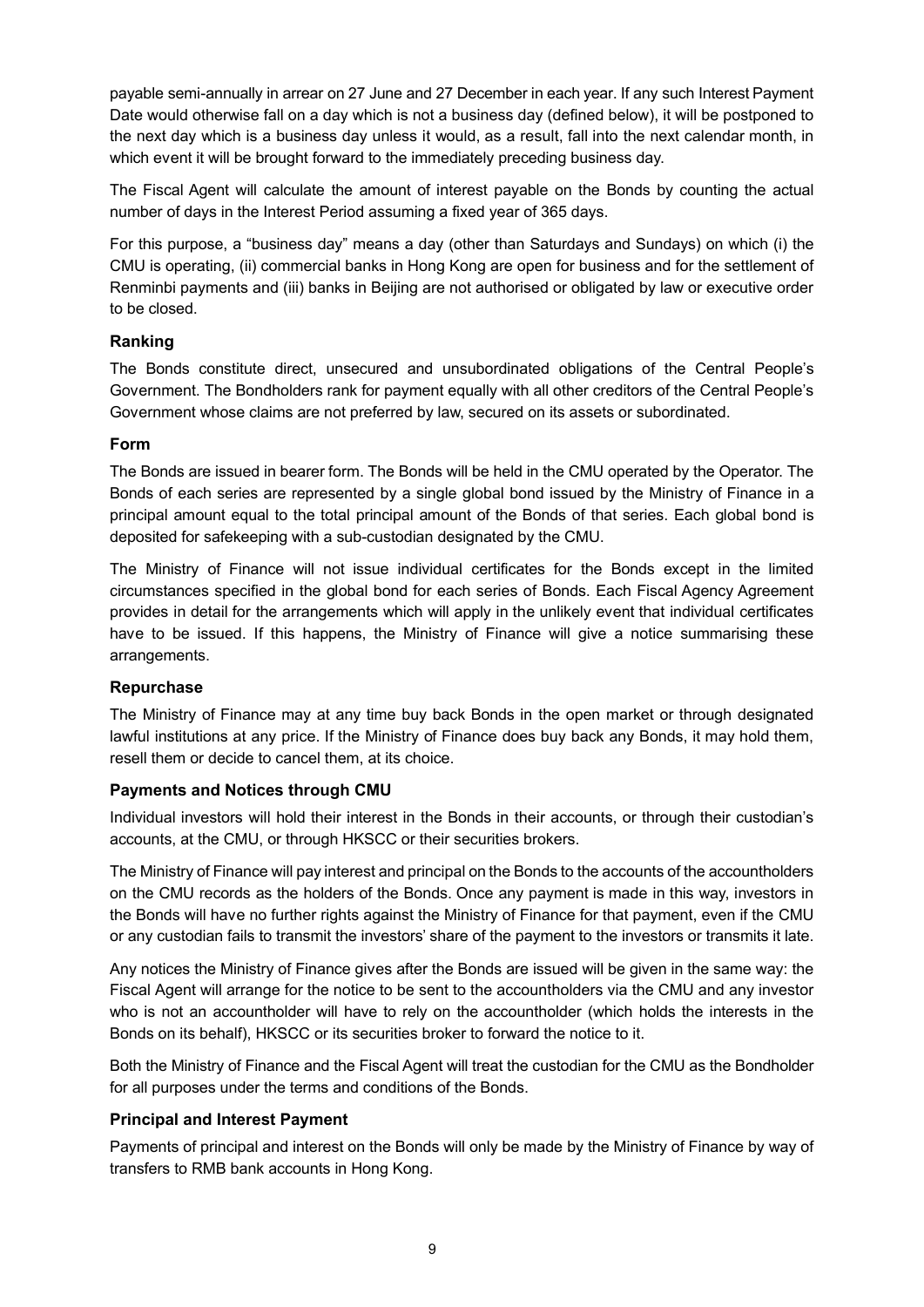payable semi-annually in arrear on 27 June and 27 December in each year. If any such Interest Payment Date would otherwise fall on a day which is not a business day (defined below), it will be postponed to the next day which is a business day unless it would, as a result, fall into the next calendar month, in which event it will be brought forward to the immediately preceding business day.

The Fiscal Agent will calculate the amount of interest payable on the Bonds by counting the actual number of days in the Interest Period assuming a fixed year of 365 days.

For this purpose, a "business day" means a day (other than Saturdays and Sundays) on which (i) the CMU is operating, (ii) commercial banks in Hong Kong are open for business and for the settlement of Renminbi payments and (iii) banks in Beijing are not authorised or obligated by law or executive order to be closed.

### Ranking

The Bonds constitute direct, unsecured and unsubordinated obligations of the Central People's Government. The Bondholders rank for payment equally with all other creditors of the Central People's Government whose claims are not preferred by law, secured on its assets or subordinated.

### Form

The Bonds are issued in bearer form. The Bonds will be held in the CMU operated by the Operator. The Bonds of each series are represented by a single global bond issued by the Ministry of Finance in a principal amount equal to the total principal amount of the Bonds of that series. Each global bond is deposited for safekeeping with a sub-custodian designated by the CMU.

The Ministry of Finance will not issue individual certificates for the Bonds except in the limited circumstances specified in the global bond for each series of Bonds. Each Fiscal Agency Agreement provides in detail for the arrangements which will apply in the unlikely event that individual certificates have to be issued. If this happens, the Ministry of Finance will give a notice summarising these arrangements.

### Repurchase

The Ministry of Finance may at any time buy back Bonds in the open market or through designated lawful institutions at any price. If the Ministry of Finance does buy back any Bonds, it may hold them, resell them or decide to cancel them, at its choice.

### Payments and Notices through CMU

Individual investors will hold their interest in the Bonds in their accounts, or through their custodian's accounts, at the CMU, or through HKSCC or their securities brokers.

The Ministry of Finance will pay interest and principal on the Bonds to the accounts of the accountholders on the CMU records as the holders of the Bonds. Once any payment is made in this way, investors in the Bonds will have no further rights against the Ministry of Finance for that payment, even if the CMU or any custodian fails to transmit the investors' share of the payment to the investors or transmits it late.

Any notices the Ministry of Finance gives after the Bonds are issued will be given in the same way: the Fiscal Agent will arrange for the notice to be sent to the accountholders via the CMU and any investor who is not an accountholder will have to rely on the accountholder (which holds the interests in the Bonds on its behalf), HKSCC or its securities broker to forward the notice to it.

Both the Ministry of Finance and the Fiscal Agent will treat the custodian for the CMU as the Bondholder for all purposes under the terms and conditions of the Bonds.

### Principal and Interest Payment

Payments of principal and interest on the Bonds will only be made by the Ministry of Finance by way of transfers to RMB bank accounts in Hong Kong.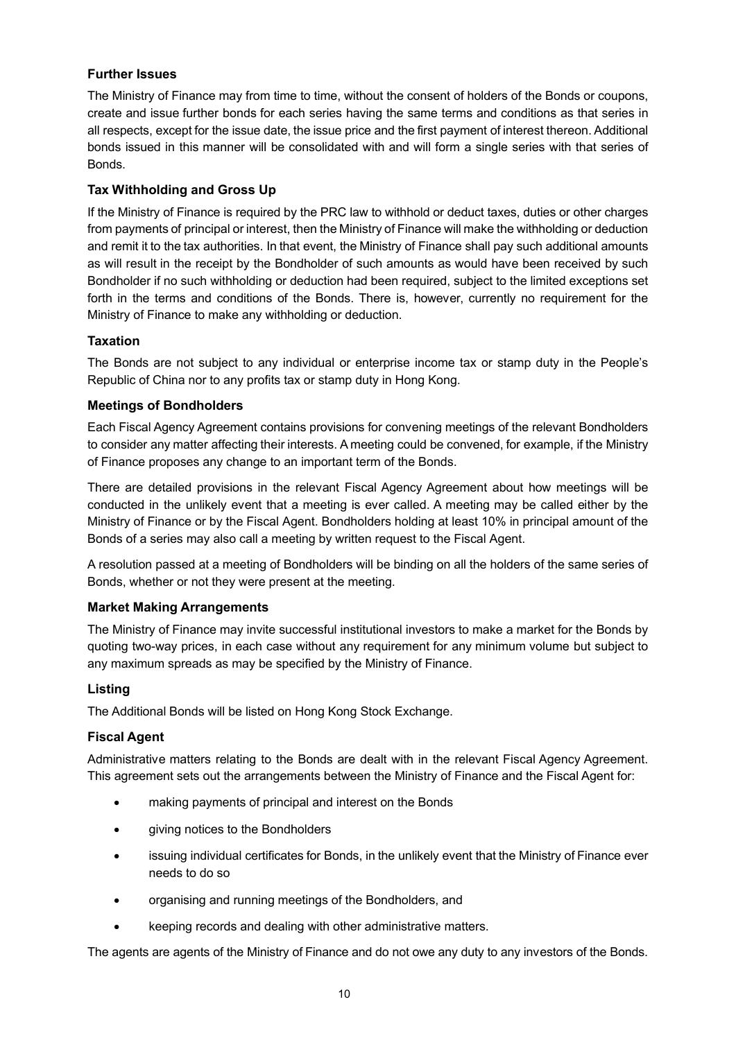### Further Issues

The Ministry of Finance may from time to time, without the consent of holders of the Bonds or coupons, create and issue further bonds for each series having the same terms and conditions as that series in all respects, except for the issue date, the issue price and the first payment of interest thereon. Additional bonds issued in this manner will be consolidated with and will form a single series with that series of Bonds.

### Tax Withholding and Gross Up

If the Ministry of Finance is required by the PRC law to withhold or deduct taxes, duties or other charges from payments of principal or interest, then the Ministry of Finance will make the withholding or deduction and remit it to the tax authorities. In that event, the Ministry of Finance shall pay such additional amounts as will result in the receipt by the Bondholder of such amounts as would have been received by such Bondholder if no such withholding or deduction had been required, subject to the limited exceptions set forth in the terms and conditions of the Bonds. There is, however, currently no requirement for the Ministry of Finance to make any withholding or deduction.

### Taxation

The Bonds are not subject to any individual or enterprise income tax or stamp duty in the People's Republic of China nor to any profits tax or stamp duty in Hong Kong.

### Meetings of Bondholders

Each Fiscal Agency Agreement contains provisions for convening meetings of the relevant Bondholders to consider any matter affecting their interests. A meeting could be convened, for example, if the Ministry of Finance proposes any change to an important term of the Bonds.

There are detailed provisions in the relevant Fiscal Agency Agreement about how meetings will be conducted in the unlikely event that a meeting is ever called. A meeting may be called either by the Ministry of Finance or by the Fiscal Agent. Bondholders holding at least 10% in principal amount of the Bonds of a series may also call a meeting by written request to the Fiscal Agent.

A resolution passed at a meeting of Bondholders will be binding on all the holders of the same series of Bonds, whether or not they were present at the meeting.

### Market Making Arrangements

The Ministry of Finance may invite successful institutional investors to make a market for the Bonds by quoting two-way prices, in each case without any requirement for any minimum volume but subject to any maximum spreads as may be specified by the Ministry of Finance.

### Listing

The Additional Bonds will be listed on Hong Kong Stock Exchange.

### Fiscal Agent

Administrative matters relating to the Bonds are dealt with in the relevant Fiscal Agency Agreement. This agreement sets out the arrangements between the Ministry of Finance and the Fiscal Agent for:

- making payments of principal and interest on the Bonds
- giving notices to the Bondholders
- issuing individual certificates for Bonds, in the unlikely event that the Ministry of Finance ever needs to do so
- organising and running meetings of the Bondholders, and
- keeping records and dealing with other administrative matters.

The agents are agents of the Ministry of Finance and do not owe any duty to any investors of the Bonds.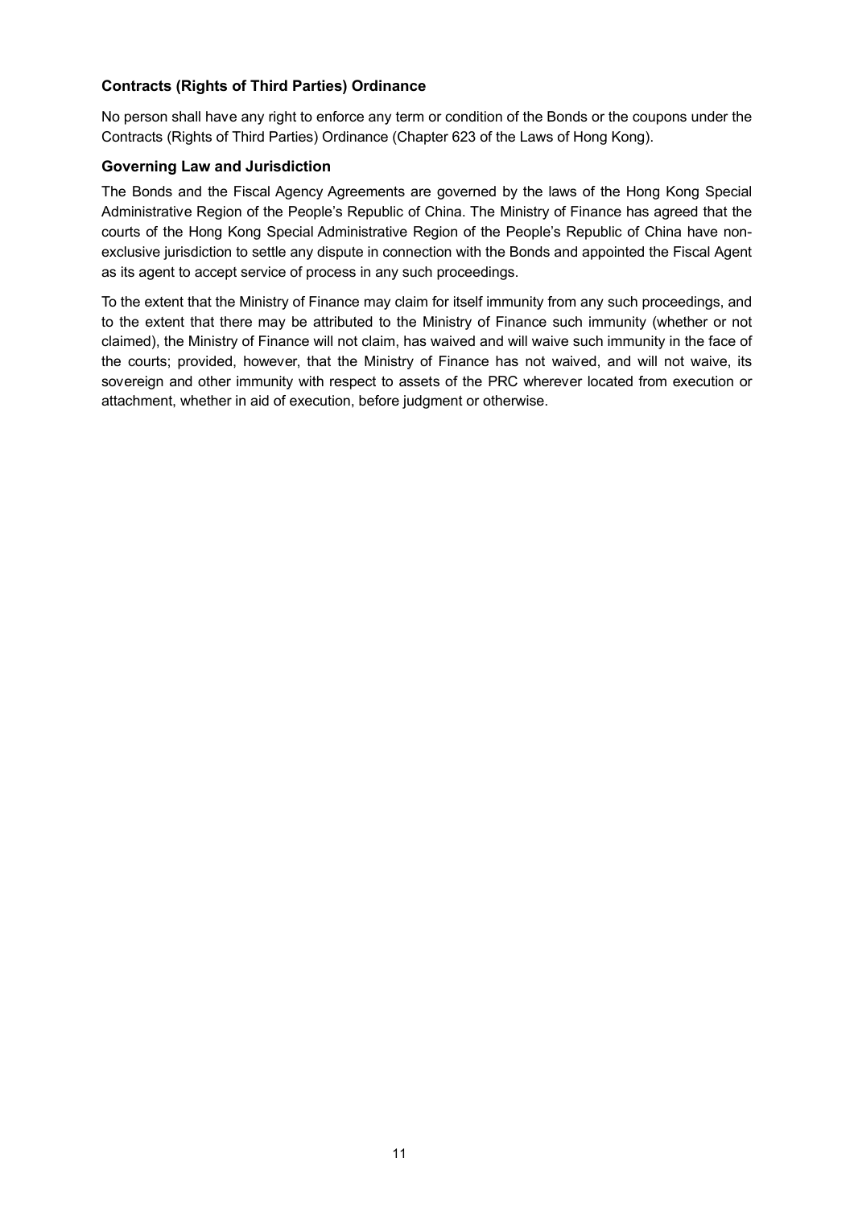### Contracts (Rights of Third Parties) Ordinance

No person shall have any right to enforce any term or condition of the Bonds or the coupons under the Contracts (Rights of Third Parties) Ordinance (Chapter 623 of the Laws of Hong Kong).

### Governing Law and Jurisdiction

The Bonds and the Fiscal Agency Agreements are governed by the laws of the Hong Kong Special Administrative Region of the People's Republic of China. The Ministry of Finance has agreed that the courts of the Hong Kong Special Administrative Region of the People's Republic of China have non-exclusive jurisdiction to settle any dispute in connection with the Bonds and appointed the Fiscal Agent as its agent to accept service of process in any such proceedings.

To the extent that the Ministry of Finance may claim for itself immunity from any such proceedings, and to the extent that there may be attributed to the Ministry of Finance such immunity (whether or not claimed), the Ministry of Finance will not claim, has waived and will waive such immunity in the face of the courts; provided, however, that the Ministry of Finance has not waived, and will not waive, its sovereign and other immunity with respect to assets of the PRC wherever located from execution or attachment, whether in aid of execution, before judgment or otherwise.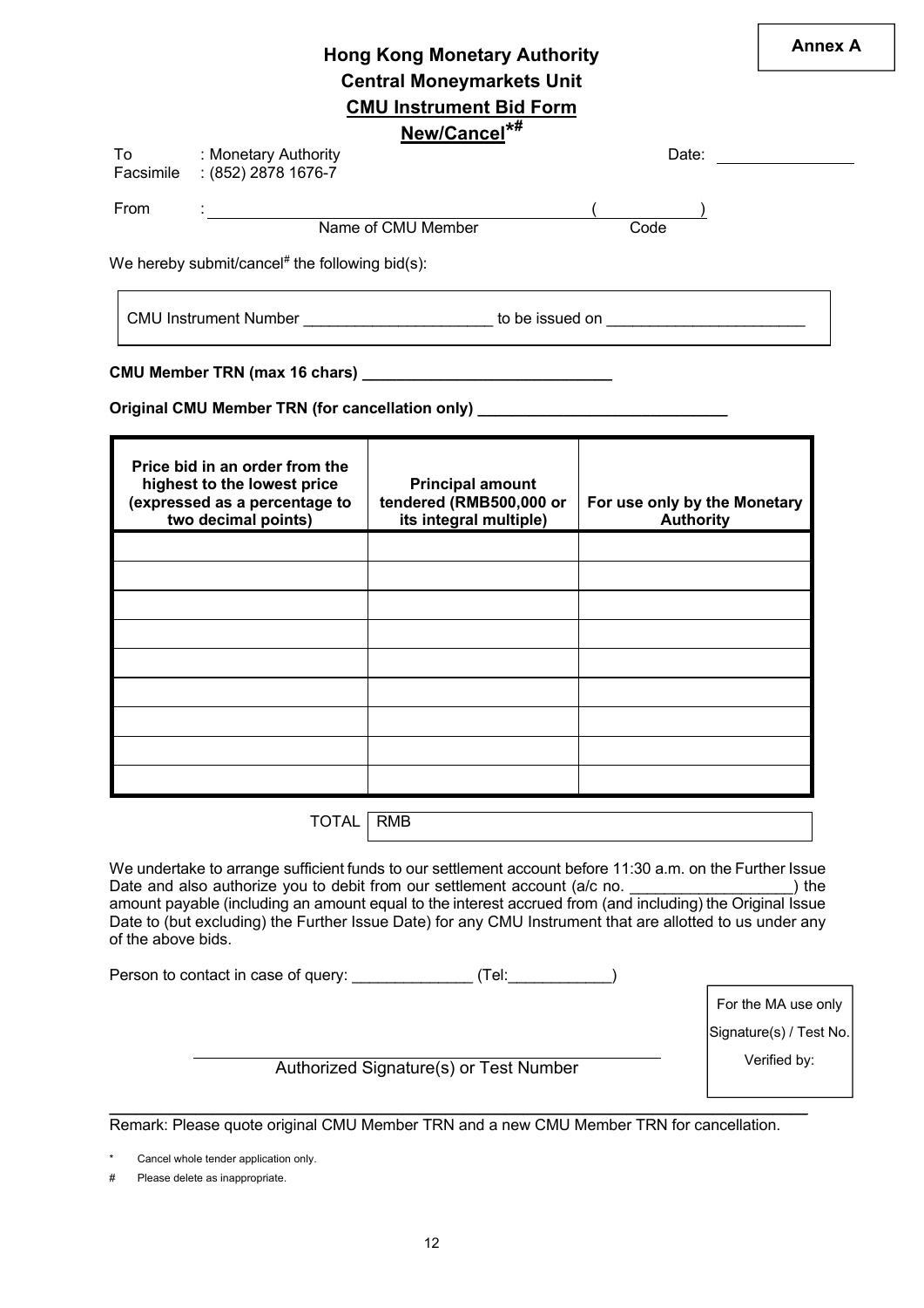**Annex A**

# Hong Kong Monetary Authority
## Central Moneymarkets Unit
## CMU Instrument Bid Form
## New/Cancel*#

To : Monetary Authority
Facsimile : (852) 2878 1676-7

Date: ________________

From : ______________________________ (__________)
Name of CMU Member Code

We hereby submit/cancel# the following bid(s):

CMU Instrument Number ____________________ to be issued on ______________________

**CMU Member TRN (max 16 chars) ____________________________**

**Original CMU Member TRN (for cancellation only) ____________________________**

| Price bid in an order from the highest to the lowest price (expressed as a percentage to two decimal points) | Principal amount tendered (RMB500,000 or its integral multiple) | For use only by the Monetary Authority |
|---|---|---|
| | | |
| | | |
| | | |
| | | |
| | | |
| | | |
| | | |
| | | |
| | | |

TOTAL | RMB

We undertake to arrange sufficient funds to our settlement account before 11:30 a.m. on the Further Issue Date and also authorize you to debit from our settlement account (a/c no. __________________) the amount payable (including an amount equal to the interest accrued from (and including) the Original Issue Date to (but excluding) the Further Issue Date) for any CMU Instrument that are allotted to us under any of the above bids.

Person to contact in case of query: ______________ (Tel:____________)

For the MA use only
Signature(s) / Test No.
Verified by:

______________________________
Authorized Signature(s) or Test Number

Remark: Please quote original CMU Member TRN and a new CMU Member TRN for cancellation.

\* Cancel whole tender application only.

\# Please delete as inappropriate.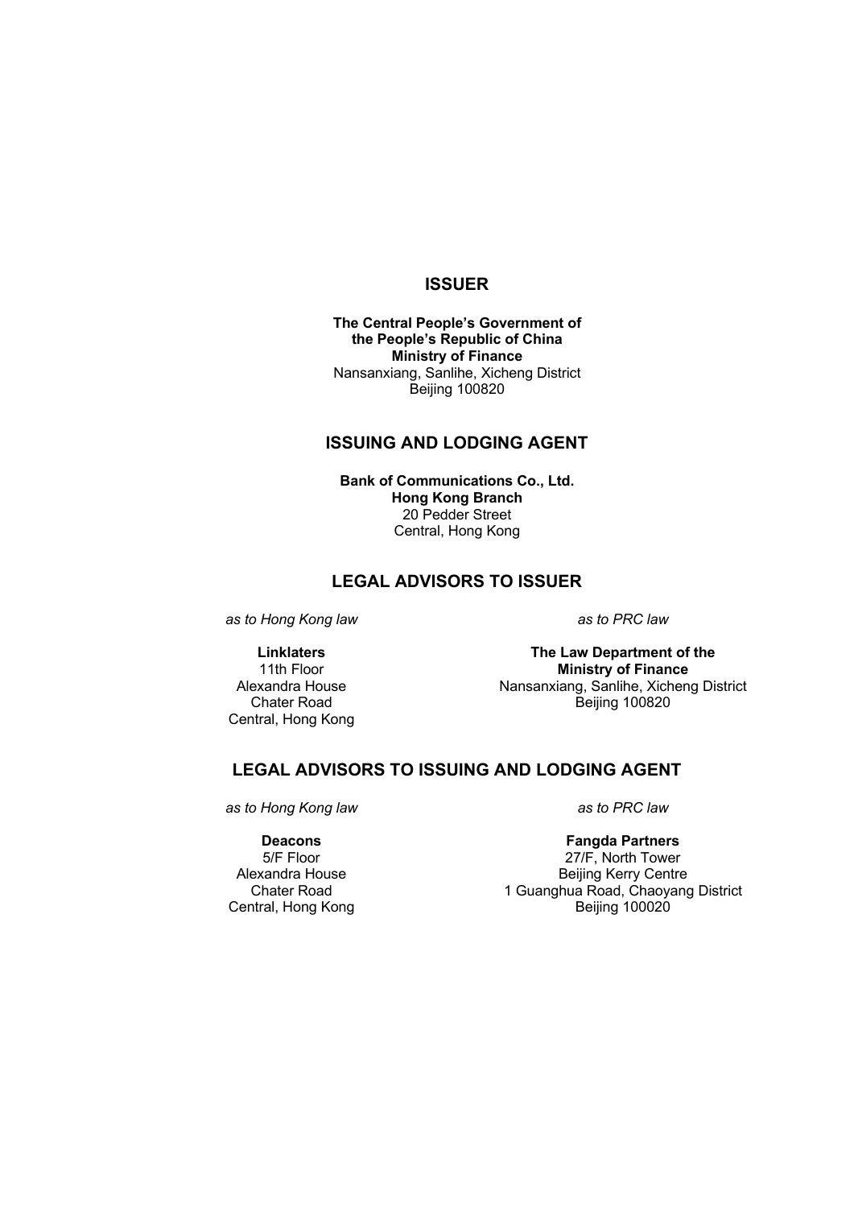## ISSUER

**The Central People's Government of the People's Republic of China Ministry of Finance**
Nansanxiang, Sanlihe, Xicheng District
Beijing 100820

## ISSUING AND LODGING AGENT

**Bank of Communications Co., Ltd. Hong Kong Branch**
20 Pedder Street
Central, Hong Kong

## LEGAL ADVISORS TO ISSUER

*as to Hong Kong law*

**Linklaters**
11th Floor
Alexandra House
Chater Road
Central, Hong Kong

*as to PRC law*

**The Law Department of the Ministry of Finance**
Nansanxiang, Sanlihe, Xicheng District
Beijing 100820

## LEGAL ADVISORS TO ISSUING AND LODGING AGENT

*as to Hong Kong law*

**Deacons**
5/F Floor
Alexandra House
Chater Road
Central, Hong Kong

*as to PRC law*

**Fangda Partners**
27/F, North Tower
Beijing Kerry Centre
1 Guanghua Road, Chaoyang District
Beijing 100020